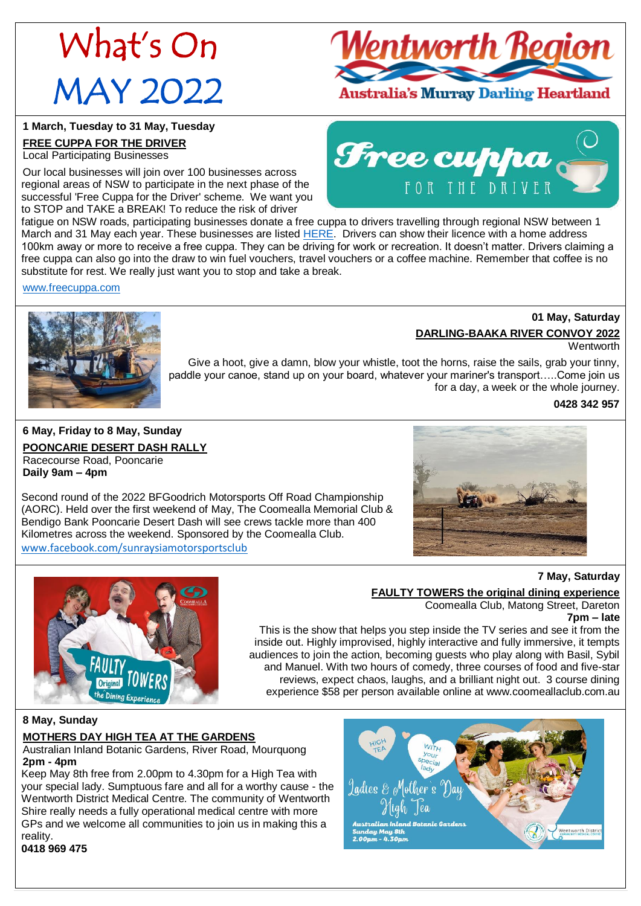# What's On MAY 2022

**Wentworth Region**
Australia's Murray Darling Heartland

**1 March, Tuesday to 31 May, Tuesday**

**FREE CUPPA FOR THE DRIVER**

Local Participating Businesses

Our local businesses will join over 100 businesses across regional areas of NSW to participate in the next phase of the successful 'Free Cuppa for the Driver' scheme. We want you to STOP and TAKE a BREAK! To reduce the risk of driver fatigue on NSW roads, participating businesses donate a free cuppa to drivers travelling through regional NSW between 1 March and 31 May each year. These businesses are listed HERE. Drivers can show their licence with a home address 100km away or more to receive a free cuppa. They can be driving for work or recreation. It doesn't matter. Drivers claiming a free cuppa can also go into the draw to win fuel vouchers, travel vouchers or a coffee machine. Remember that coffee is no substitute for rest. We really just want you to stop and take a break.

www.freecuppa.com

---

**01 May, Saturday**

**DARLING-BAAKA RIVER CONVOY 2022**

Wentworth

Give a hoot, give a damn, blow your whistle, toot the horns, raise the sails, grab your tinny, paddle your canoe, stand up on your board, whatever your mariner's transport…..Come join us for a day, a week or the whole journey.

**0428 342 957**

---

**6 May, Friday to 8 May, Sunday**

**POONCARIE DESERT DASH RALLY**

Racecourse Road, Pooncarie

**Daily 9am – 4pm**

Second round of the 2022 BFGoodrich Motorsports Off Road Championship (AORC). Held over the first weekend of May, The Coomealla Memorial Club & Bendigo Bank Pooncarie Desert Dash will see crews tackle more than 400 Kilometres across the weekend. Sponsored by the Coomealla Club.

www.facebook.com/sunraysiamotorsportsclub

---

**7 May, Saturday**

**FAULTY TOWERS the original dining experience**

Coomealla Club, Matong Street, Dareton

**7pm – late**

This is the show that helps you step inside the TV series and see it from the inside out. Highly improvised, highly interactive and fully immersive, it tempts audiences to join the action, becoming guests who play along with Basil, Sybil and Manuel. With two hours of comedy, three courses of food and five-star reviews, expect chaos, laughs, and a brilliant night out. 3 course dining experience $58 per person available online at www.coomeallaclub.com.au

---

**8 May, Sunday**

**MOTHERS DAY HIGH TEA AT THE GARDENS**

Australian Inland Botanic Gardens, River Road, Mourquong

**2pm - 4pm**

Keep May 8th free from 2.00pm to 4.30pm for a High Tea with your special lady. Sumptuous fare and all for a worthy cause - the Wentworth District Medical Centre. The community of Wentworth Shire really needs a fully operational medical centre with more GPs and we welcome all communities to join us in making this a reality.

**0418 969 475**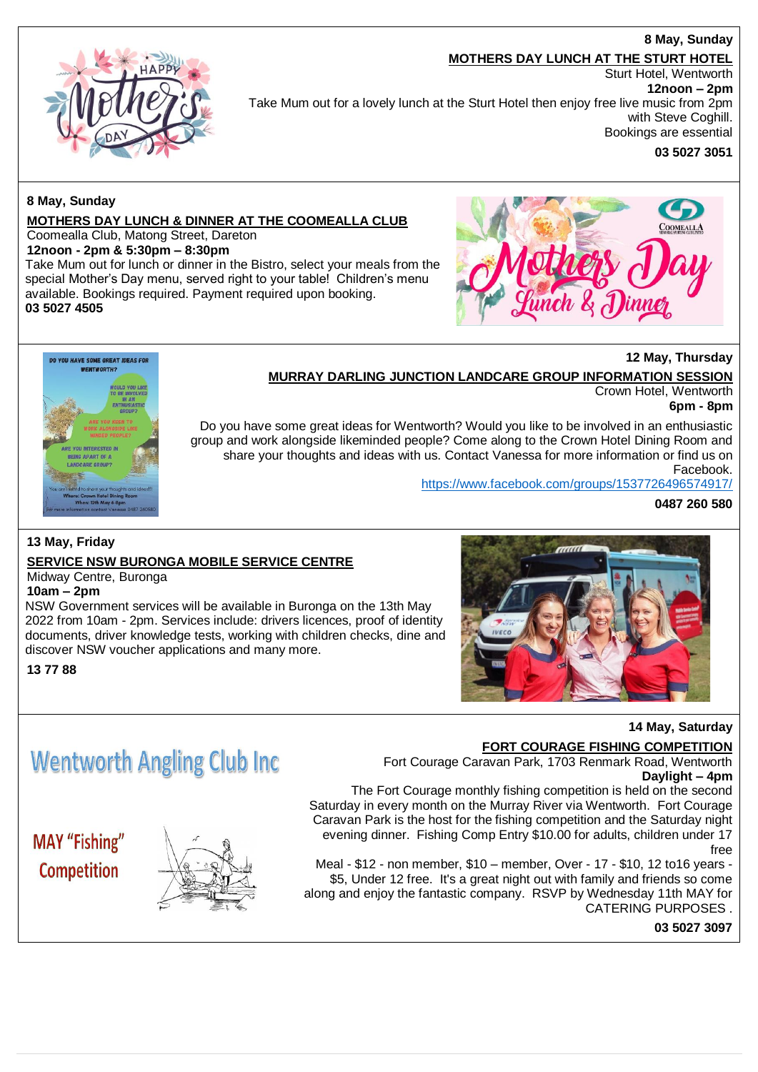**8 May, Sunday**

**MOTHERS DAY LUNCH AT THE STURT HOTEL**

Sturt Hotel, Wentworth

**12noon – 2pm**

Take Mum out for a lovely lunch at the Sturt Hotel then enjoy free live music from 2pm with Steve Coghill.

Bookings are essential

**03 5027 3051**

---

**8 May, Sunday**

**MOTHERS DAY LUNCH & DINNER AT THE COOMEALLA CLUB**

Coomealla Club, Matong Street, Dareton

**12noon - 2pm & 5:30pm – 8:30pm**

Take Mum out for lunch or dinner in the Bistro, select your meals from the special Mother's Day menu, served right to your table! Children's menu available. Bookings required. Payment required upon booking.

**03 5027 4505**

---

**12 May, Thursday**

**MURRAY DARLING JUNCTION LANDCARE GROUP INFORMATION SESSION**

Crown Hotel, Wentworth

**6pm - 8pm**

Do you have some great ideas for Wentworth? Would you like to be involved in an enthusiastic group and work alongside likeminded people? Come along to the Crown Hotel Dining Room and share your thoughts and ideas with us. Contact Vanessa for more information or find us on Facebook.

https://www.facebook.com/groups/1537726496574917/

**0487 260 580**

---

**13 May, Friday**

**SERVICE NSW BURONGA MOBILE SERVICE CENTRE**

Midway Centre, Buronga

**10am – 2pm**

NSW Government services will be available in Buronga on the 13th May 2022 from 10am - 2pm. Services include: drivers licences, proof of identity documents, driver knowledge tests, working with children checks, dine and discover NSW voucher applications and many more.

**13 77 88**

---

**14 May, Saturday**

**FORT COURAGE FISHING COMPETITION**

Fort Courage Caravan Park, 1703 Renmark Road, Wentworth

**Daylight – 4pm**

The Fort Courage monthly fishing competition is held on the second Saturday in every month on the Murray River via Wentworth. Fort Courage Caravan Park is the host for the fishing competition and the Saturday night evening dinner. Fishing Comp Entry $10.00 for adults, children under 17 free

Meal - $12 - non member, $10 – member, Over - 17 - $10, 12 to16 years - $5, Under 12 free. It's a great night out with family and friends so come along and enjoy the fantastic company. RSVP by Wednesday 11th MAY for CATERING PURPOSES .

**03 5027 3097**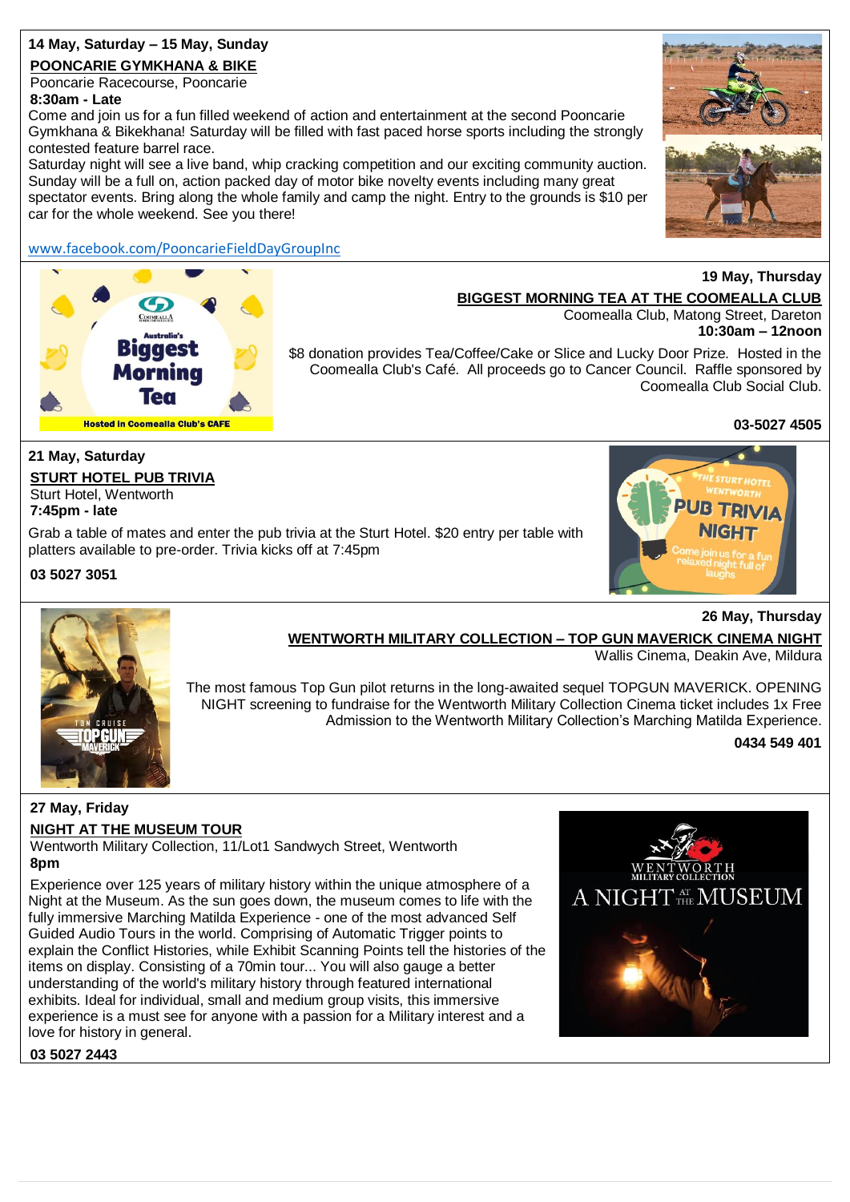**14 May, Saturday – 15 May, Sunday**

**POONCARIE GYMKHANA & BIKE**

Pooncarie Racecourse, Pooncarie

**8:30am - Late**

Come and join us for a fun filled weekend of action and entertainment at the second Pooncarie Gymkhana & Bikekhana! Saturday will be filled with fast paced horse sports including the strongly contested feature barrel race.

Saturday night will see a live band, whip cracking competition and our exciting community auction. Sunday will be a full on, action packed day of motor bike novelty events including many great spectator events. Bring along the whole family and camp the night. Entry to the grounds is $10 per car for the whole weekend. See you there!

www.facebook.com/PooncarieFieldDayGroupInc

---

**19 May, Thursday**

**BIGGEST MORNING TEA AT THE COOMEALLA CLUB**

Coomealla Club, Matong Street, Dareton

**10:30am – 12noon**

$8 donation provides Tea/Coffee/Cake or Slice and Lucky Door Prize. Hosted in the Coomealla Club's Café. All proceeds go to Cancer Council. Raffle sponsored by Coomealla Club Social Club.

**03-5027 4505**

---

**21 May, Saturday**

**STURT HOTEL PUB TRIVIA**

Sturt Hotel, Wentworth

**7:45pm - late**

Grab a table of mates and enter the pub trivia at the Sturt Hotel. $20 entry per table with platters available to pre-order. Trivia kicks off at 7:45pm

**03 5027 3051**

---

**26 May, Thursday**

**WENTWORTH MILITARY COLLECTION – TOP GUN MAVERICK CINEMA NIGHT**

Wallis Cinema, Deakin Ave, Mildura

The most famous Top Gun pilot returns in the long-awaited sequel TOPGUN MAVERICK. OPENING NIGHT screening to fundraise for the Wentworth Military Collection Cinema ticket includes 1x Free Admission to the Wentworth Military Collection's Marching Matilda Experience.

**0434 549 401**

---

**27 May, Friday**

**NIGHT AT THE MUSEUM TOUR**

Wentworth Military Collection, 11/Lot1 Sandwych Street, Wentworth

**8pm**

Experience over 125 years of military history within the unique atmosphere of a Night at the Museum. As the sun goes down, the museum comes to life with the fully immersive Marching Matilda Experience - one of the most advanced Self Guided Audio Tours in the world. Comprising of Automatic Trigger points to explain the Conflict Histories, while Exhibit Scanning Points tell the histories of the items on display. Consisting of a 70min tour... You will also gauge a better understanding of the world's military history through featured international exhibits. Ideal for individual, small and medium group visits, this immersive experience is a must see for anyone with a passion for a Military interest and a love for history in general.

**03 5027 2443**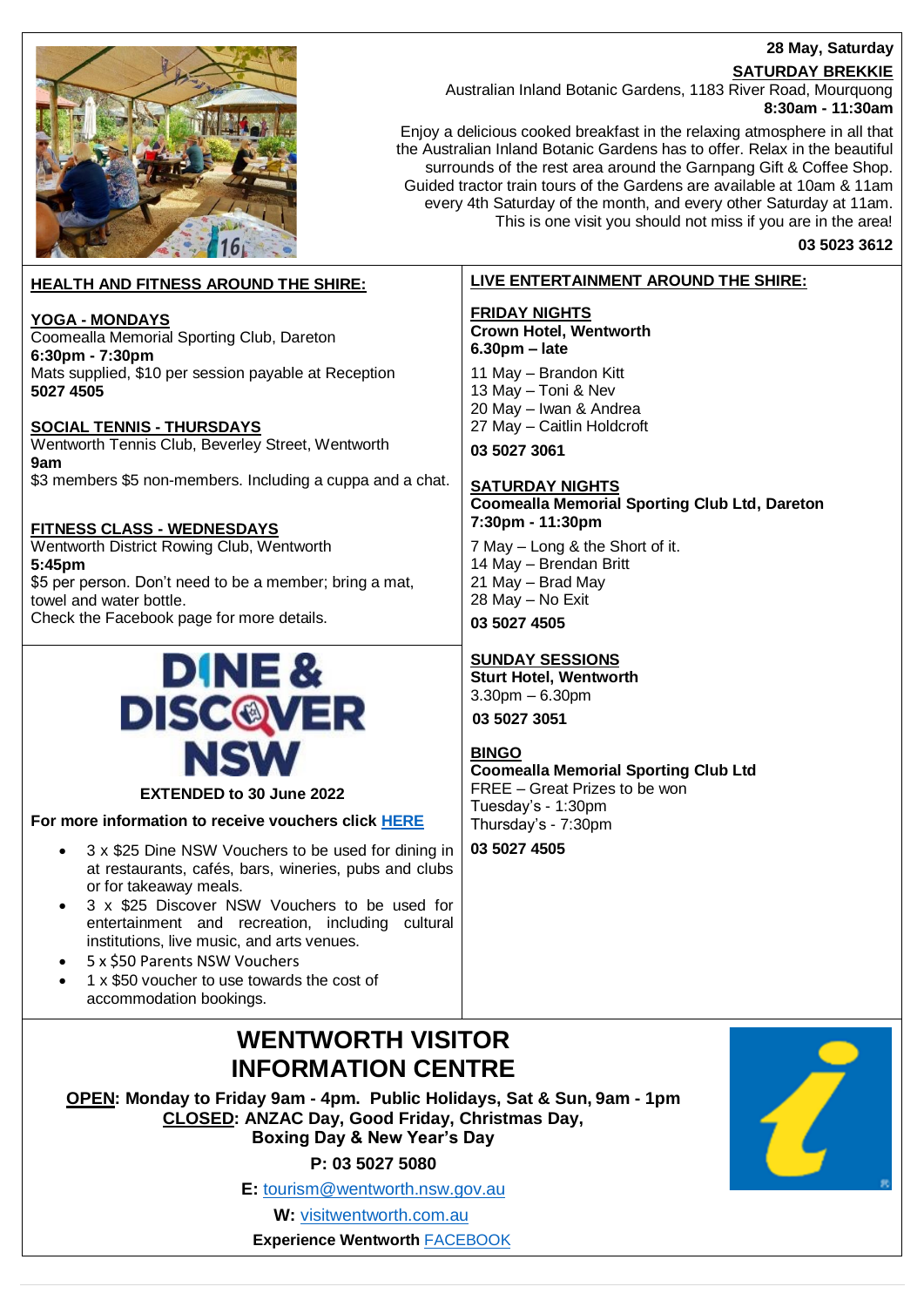**28 May, Saturday**

**SATURDAY BREKKIE**

Australian Inland Botanic Gardens, 1183 River Road, Mourquong

**8:30am - 11:30am**

Enjoy a delicious cooked breakfast in the relaxing atmosphere in all that the Australian Inland Botanic Gardens has to offer. Relax in the beautiful surrounds of the rest area around the Garnpang Gift & Coffee Shop. Guided tractor train tours of the Gardens are available at 10am & 11am every 4th Saturday of the month, and every other Saturday at 11am. This is one visit you should not miss if you are in the area!

**03 5023 3612**

## HEALTH AND FITNESS AROUND THE SHIRE:

**YOGA - MONDAYS**

Coomealla Memorial Sporting Club, Dareton

**6:30pm - 7:30pm**

Mats supplied, $10 per session payable at Reception

**5027 4505**

**SOCIAL TENNIS - THURSDAYS**

Wentworth Tennis Club, Beverley Street, Wentworth

**9am**

$3 members $5 non-members. Including a cuppa and a chat.

**FITNESS CLASS - WEDNESDAYS**

Wentworth District Rowing Club, Wentworth

**5:45pm**

$5 per person. Don't need to be a member; bring a mat, towel and water bottle.

Check the Facebook page for more details.

## DINE & DISCOVER NSW

**EXTENDED to 30 June 2022**

**For more information to receive vouchers click HERE**

- 3 x $25 Dine NSW Vouchers to be used for dining in at restaurants, cafés, bars, wineries, pubs and clubs or for takeaway meals.
- 3 x $25 Discover NSW Vouchers to be used for entertainment and recreation, including cultural institutions, live music, and arts venues.
- 5 x $50 Parents NSW Vouchers
- 1 x $50 voucher to use towards the cost of accommodation bookings.

## LIVE ENTERTAINMENT AROUND THE SHIRE:

**FRIDAY NIGHTS**

**Crown Hotel, Wentworth**

**6.30pm – late**

11 May – Brandon Kitt
13 May – Toni & Nev
20 May – Iwan & Andrea
27 May – Caitlin Holdcroft

**03 5027 3061**

**SATURDAY NIGHTS**

**Coomealla Memorial Sporting Club Ltd, Dareton**

**7:30pm - 11:30pm**

7 May – Long & the Short of it.
14 May – Brendan Britt
21 May – Brad May
28 May – No Exit

**03 5027 4505**

**SUNDAY SESSIONS**

**Sturt Hotel, Wentworth**

3.30pm – 6.30pm

**03 5027 3051**

**BINGO**

**Coomealla Memorial Sporting Club Ltd**

FREE – Great Prizes to be won
Tuesday's - 1:30pm
Thursday's - 7:30pm

**03 5027 4505**

# WENTWORTH VISITOR INFORMATION CENTRE

**OPEN: Monday to Friday 9am - 4pm. Public Holidays, Sat & Sun, 9am - 1pm**

**CLOSED: ANZAC Day, Good Friday, Christmas Day, Boxing Day & New Year's Day**

**P: 03 5027 5080**

**E:** tourism@wentworth.nsw.gov.au

**W:** visitwentworth.com.au

**Experience Wentworth** FACEBOOK